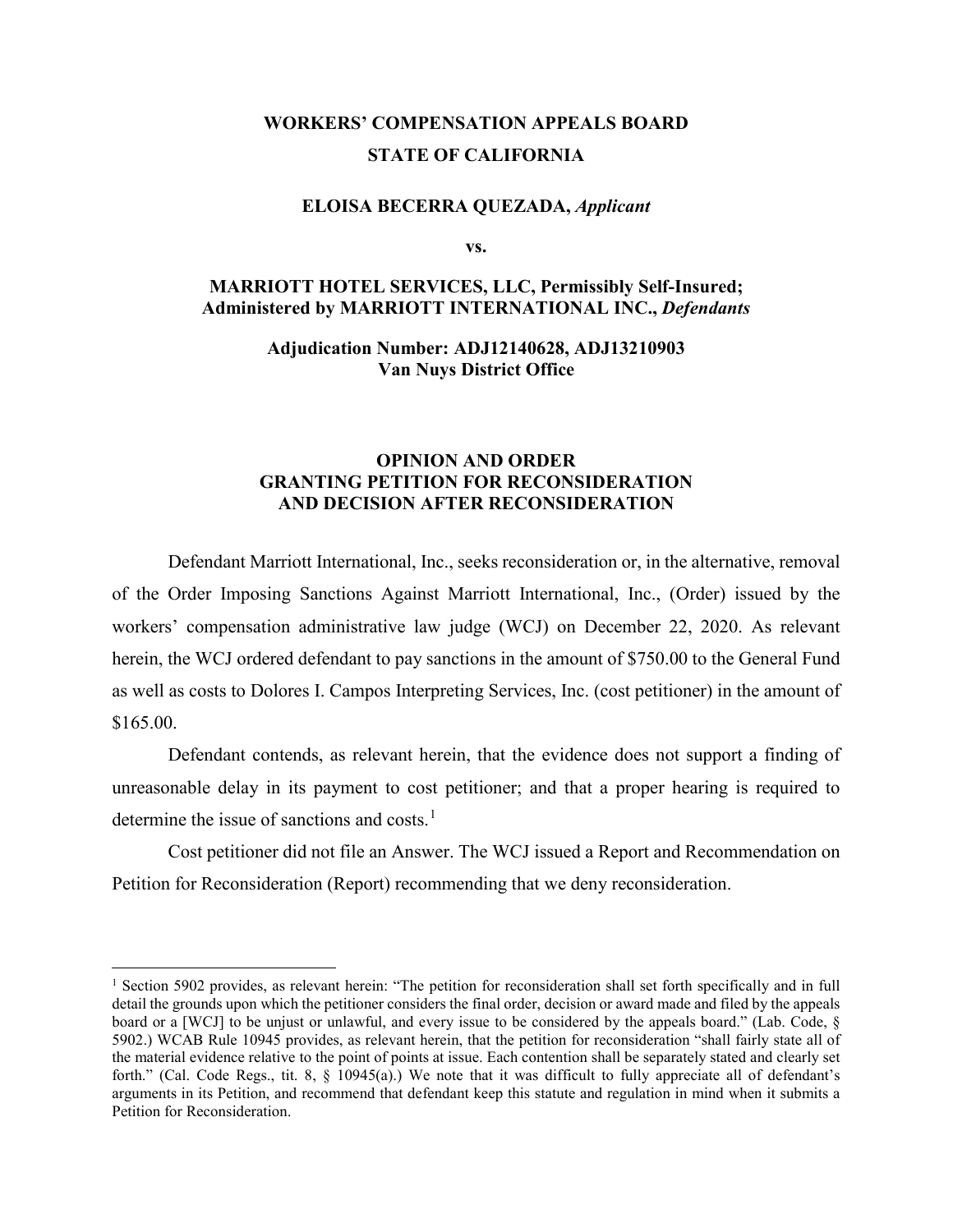**WORKERS' COMPENSATION APPEALS BOARD**
**STATE OF CALIFORNIA**

**ELOISA BECERRA QUEZADA,** ***Applicant***

**vs.**

**MARRIOTT HOTEL SERVICES, LLC, Permissibly Self-Insured; Administered by MARRIOTT INTERNATIONAL INC.,** ***Defendants***

**Adjudication Number: ADJ12140628, ADJ13210903**
**Van Nuys District Office**

# OPINION AND ORDER GRANTING PETITION FOR RECONSIDERATION AND DECISION AFTER RECONSIDERATION

Defendant Marriott International, Inc., seeks reconsideration or, in the alternative, removal of the Order Imposing Sanctions Against Marriott International, Inc., (Order) issued by the workers' compensation administrative law judge (WCJ) on December 22, 2020. As relevant herein, the WCJ ordered defendant to pay sanctions in the amount of $750.00 to the General Fund as well as costs to Dolores I. Campos Interpreting Services, Inc. (cost petitioner) in the amount of $165.00.

Defendant contends, as relevant herein, that the evidence does not support a finding of unreasonable delay in its payment to cost petitioner; and that a proper hearing is required to determine the issue of sanctions and costs.[1]

Cost petitioner did not file an Answer. The WCJ issued a Report and Recommendation on Petition for Reconsideration (Report) recommending that we deny reconsideration.

---

[1] Section 5902 provides, as relevant herein: "The petition for reconsideration shall set forth specifically and in full detail the grounds upon which the petitioner considers the final order, decision or award made and filed by the appeals board or a [WCJ] to be unjust or unlawful, and every issue to be considered by the appeals board." (Lab. Code, § 5902.) WCAB Rule 10945 provides, as relevant herein, that the petition for reconsideration "shall fairly state all of the material evidence relative to the point of points at issue. Each contention shall be separately stated and clearly set forth." (Cal. Code Regs., tit. 8, § 10945(a).) We note that it was difficult to fully appreciate all of defendant's arguments in its Petition, and recommend that defendant keep this statute and regulation in mind when it submits a Petition for Reconsideration.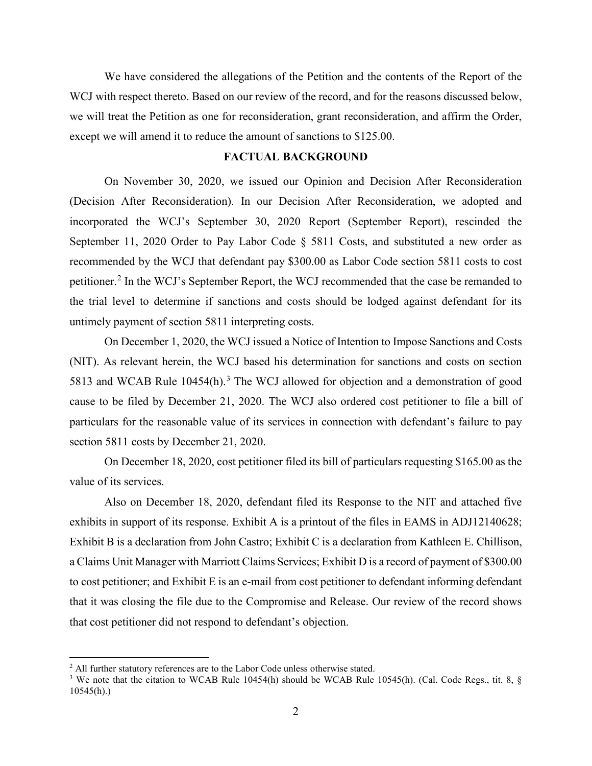We have considered the allegations of the Petition and the contents of the Report of the WCJ with respect thereto. Based on our review of the record, and for the reasons discussed below, we will treat the Petition as one for reconsideration, grant reconsideration, and affirm the Order, except we will amend it to reduce the amount of sanctions to $125.00.

## FACTUAL BACKGROUND

On November 30, 2020, we issued our Opinion and Decision After Reconsideration (Decision After Reconsideration). In our Decision After Reconsideration, we adopted and incorporated the WCJ's September 30, 2020 Report (September Report), rescinded the September 11, 2020 Order to Pay Labor Code § 5811 Costs, and substituted a new order as recommended by the WCJ that defendant pay $300.00 as Labor Code section 5811 costs to cost petitioner.[2] In the WCJ's September Report, the WCJ recommended that the case be remanded to the trial level to determine if sanctions and costs should be lodged against defendant for its untimely payment of section 5811 interpreting costs.

On December 1, 2020, the WCJ issued a Notice of Intention to Impose Sanctions and Costs (NIT). As relevant herein, the WCJ based his determination for sanctions and costs on section 5813 and WCAB Rule 10454(h).[3] The WCJ allowed for objection and a demonstration of good cause to be filed by December 21, 2020. The WCJ also ordered cost petitioner to file a bill of particulars for the reasonable value of its services in connection with defendant's failure to pay section 5811 costs by December 21, 2020.

On December 18, 2020, cost petitioner filed its bill of particulars requesting $165.00 as the value of its services.

Also on December 18, 2020, defendant filed its Response to the NIT and attached five exhibits in support of its response. Exhibit A is a printout of the files in EAMS in ADJ12140628; Exhibit B is a declaration from John Castro; Exhibit C is a declaration from Kathleen E. Chillison, a Claims Unit Manager with Marriott Claims Services; Exhibit D is a record of payment of $300.00 to cost petitioner; and Exhibit E is an e-mail from cost petitioner to defendant informing defendant that it was closing the file due to the Compromise and Release. Our review of the record shows that cost petitioner did not respond to defendant's objection.

---

[2] All further statutory references are to the Labor Code unless otherwise stated.

[3] We note that the citation to WCAB Rule 10454(h) should be WCAB Rule 10545(h). (Cal. Code Regs., tit. 8, § 10545(h).)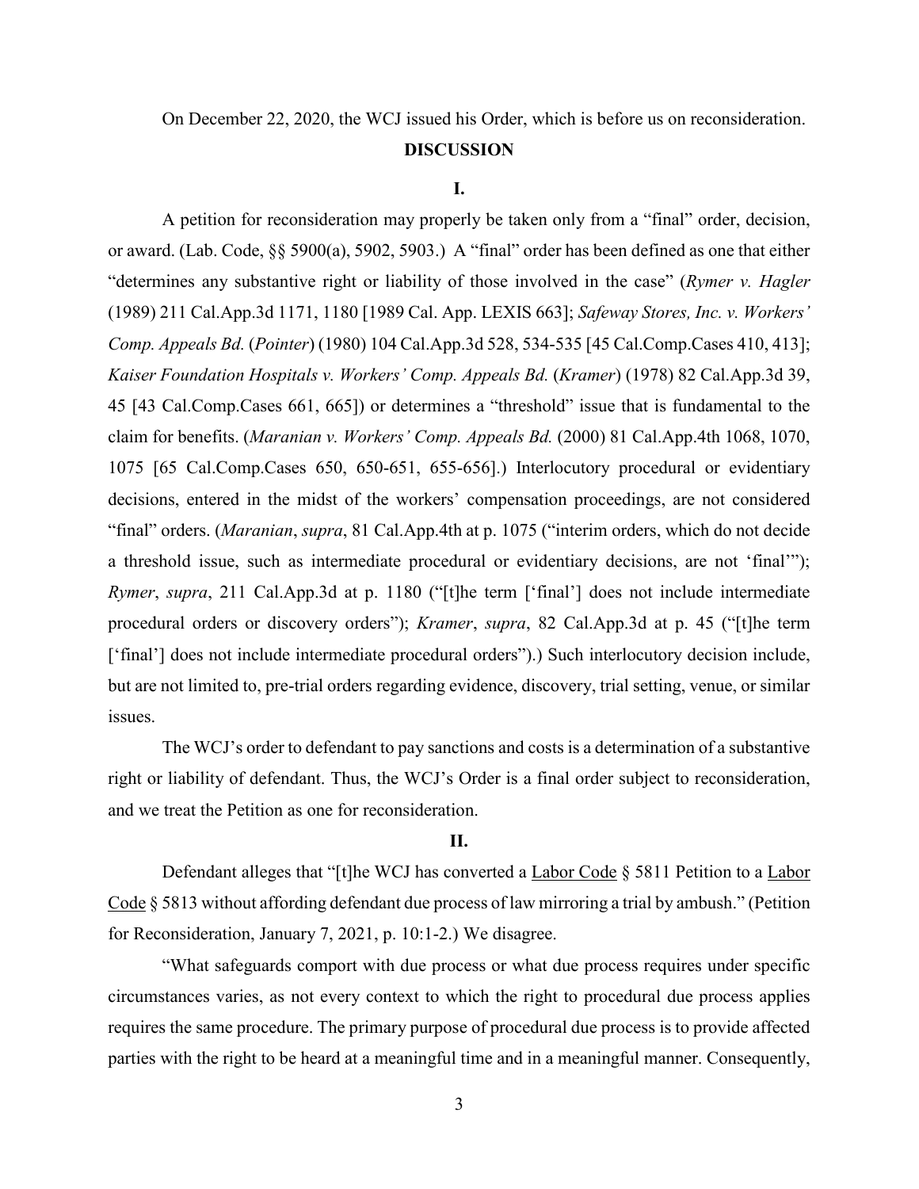On December 22, 2020, the WCJ issued his Order, which is before us on reconsideration.

**DISCUSSION**

**I.**

A petition for reconsideration may properly be taken only from a "final" order, decision, or award. (Lab. Code, §§ 5900(a), 5902, 5903.) A "final" order has been defined as one that either "determines any substantive right or liability of those involved in the case" (*Rymer v. Hagler* (1989) 211 Cal.App.3d 1171, 1180 [1989 Cal. App. LEXIS 663]; *Safeway Stores, Inc. v. Workers' Comp. Appeals Bd.* (*Pointer*) (1980) 104 Cal.App.3d 528, 534-535 [45 Cal.Comp.Cases 410, 413]; *Kaiser Foundation Hospitals v. Workers' Comp. Appeals Bd.* (*Kramer*) (1978) 82 Cal.App.3d 39, 45 [43 Cal.Comp.Cases 661, 665]) or determines a "threshold" issue that is fundamental to the claim for benefits. (*Maranian v. Workers' Comp. Appeals Bd.* (2000) 81 Cal.App.4th 1068, 1070, 1075 [65 Cal.Comp.Cases 650, 650-651, 655-656].) Interlocutory procedural or evidentiary decisions, entered in the midst of the workers' compensation proceedings, are not considered "final" orders. (*Maranian*, *supra*, 81 Cal.App.4th at p. 1075 ("interim orders, which do not decide a threshold issue, such as intermediate procedural or evidentiary decisions, are not 'final'"); *Rymer*, *supra*, 211 Cal.App.3d at p. 1180 ("[t]he term ['final'] does not include intermediate procedural orders or discovery orders"); *Kramer*, *supra*, 82 Cal.App.3d at p. 45 ("[t]he term ['final'] does not include intermediate procedural orders").) Such interlocutory decision include, but are not limited to, pre-trial orders regarding evidence, discovery, trial setting, venue, or similar issues.

The WCJ's order to defendant to pay sanctions and costs is a determination of a substantive right or liability of defendant. Thus, the WCJ's Order is a final order subject to reconsideration, and we treat the Petition as one for reconsideration.

**II.**

Defendant alleges that "[t]he WCJ has converted a Labor Code § 5811 Petition to a Labor Code § 5813 without affording defendant due process of law mirroring a trial by ambush." (Petition for Reconsideration, January 7, 2021, p. 10:1-2.) We disagree.

"What safeguards comport with due process or what due process requires under specific circumstances varies, as not every context to which the right to procedural due process applies requires the same procedure. The primary purpose of procedural due process is to provide affected parties with the right to be heard at a meaningful time and in a meaningful manner. Consequently,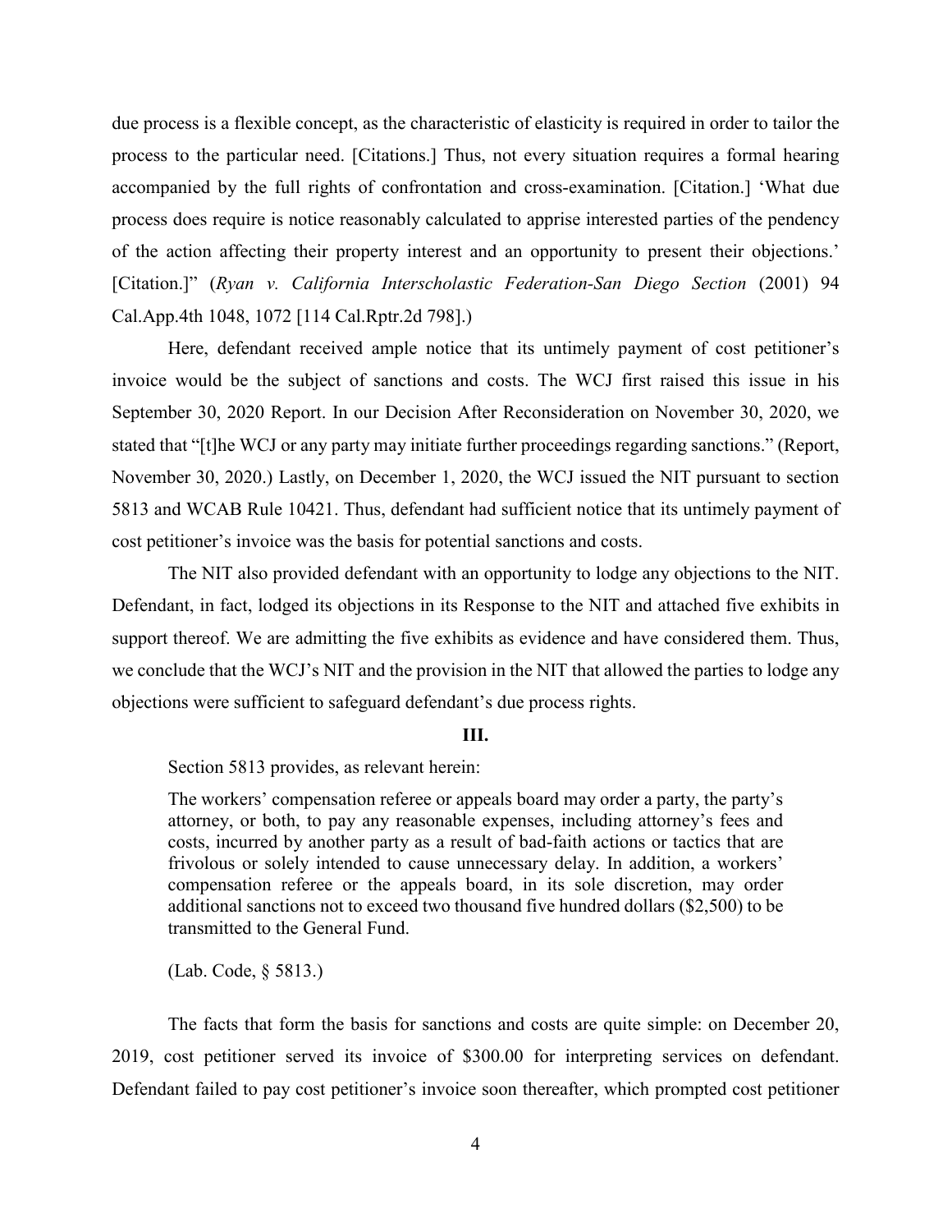due process is a flexible concept, as the characteristic of elasticity is required in order to tailor the process to the particular need. [Citations.] Thus, not every situation requires a formal hearing accompanied by the full rights of confrontation and cross-examination. [Citation.] 'What due process does require is notice reasonably calculated to apprise interested parties of the pendency of the action affecting their property interest and an opportunity to present their objections.' [Citation.]" (*Ryan v. California Interscholastic Federation-San Diego Section* (2001) 94 Cal.App.4th 1048, 1072 [114 Cal.Rptr.2d 798].)

Here, defendant received ample notice that its untimely payment of cost petitioner's invoice would be the subject of sanctions and costs. The WCJ first raised this issue in his September 30, 2020 Report. In our Decision After Reconsideration on November 30, 2020, we stated that "[t]he WCJ or any party may initiate further proceedings regarding sanctions." (Report, November 30, 2020.) Lastly, on December 1, 2020, the WCJ issued the NIT pursuant to section 5813 and WCAB Rule 10421. Thus, defendant had sufficient notice that its untimely payment of cost petitioner's invoice was the basis for potential sanctions and costs.

The NIT also provided defendant with an opportunity to lodge any objections to the NIT. Defendant, in fact, lodged its objections in its Response to the NIT and attached five exhibits in support thereof. We are admitting the five exhibits as evidence and have considered them. Thus, we conclude that the WCJ's NIT and the provision in the NIT that allowed the parties to lodge any objections were sufficient to safeguard defendant's due process rights.

**III.**

Section 5813 provides, as relevant herein:

> The workers' compensation referee or appeals board may order a party, the party's attorney, or both, to pay any reasonable expenses, including attorney's fees and costs, incurred by another party as a result of bad-faith actions or tactics that are frivolous or solely intended to cause unnecessary delay. In addition, a workers' compensation referee or the appeals board, in its sole discretion, may order additional sanctions not to exceed two thousand five hundred dollars ($2,500) to be transmitted to the General Fund.
>
> (Lab. Code, § 5813.)

The facts that form the basis for sanctions and costs are quite simple: on December 20, 2019, cost petitioner served its invoice of $300.00 for interpreting services on defendant. Defendant failed to pay cost petitioner's invoice soon thereafter, which prompted cost petitioner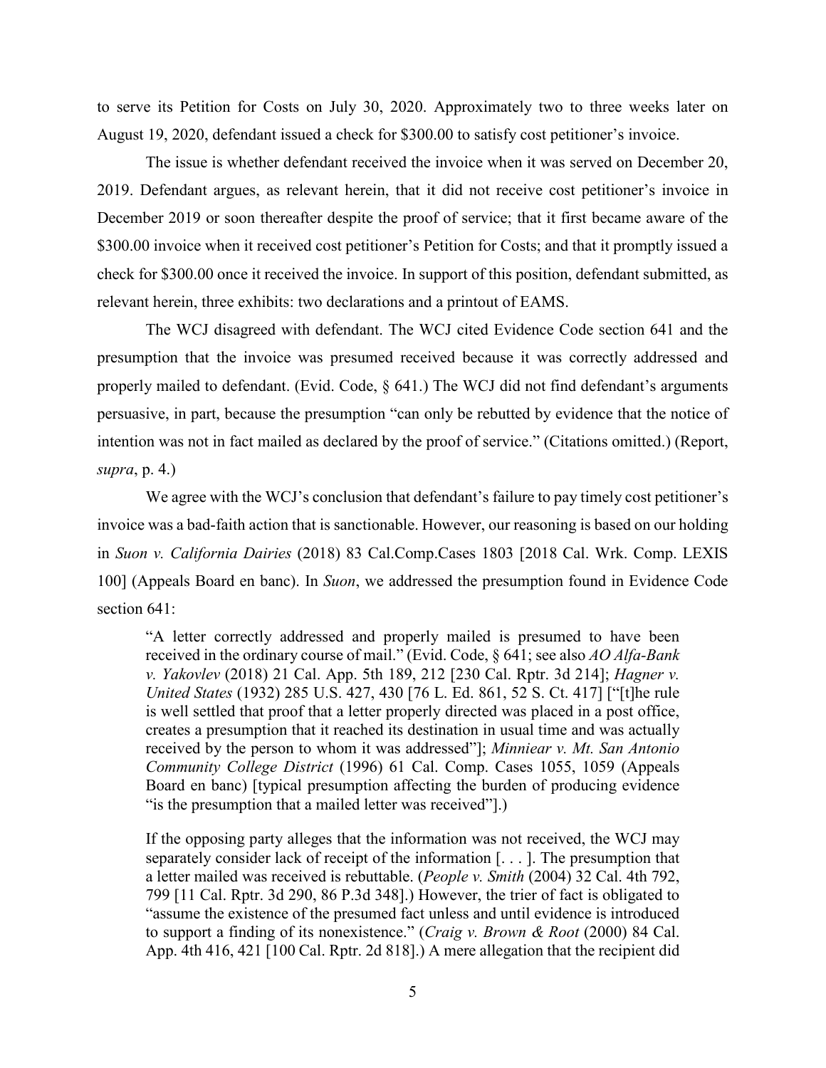to serve its Petition for Costs on July 30, 2020. Approximately two to three weeks later on August 19, 2020, defendant issued a check for $300.00 to satisfy cost petitioner's invoice.

The issue is whether defendant received the invoice when it was served on December 20, 2019. Defendant argues, as relevant herein, that it did not receive cost petitioner's invoice in December 2019 or soon thereafter despite the proof of service; that it first became aware of the $300.00 invoice when it received cost petitioner's Petition for Costs; and that it promptly issued a check for $300.00 once it received the invoice. In support of this position, defendant submitted, as relevant herein, three exhibits: two declarations and a printout of EAMS.

The WCJ disagreed with defendant. The WCJ cited Evidence Code section 641 and the presumption that the invoice was presumed received because it was correctly addressed and properly mailed to defendant. (Evid. Code, § 641.) The WCJ did not find defendant's arguments persuasive, in part, because the presumption "can only be rebutted by evidence that the notice of intention was not in fact mailed as declared by the proof of service." (Citations omitted.) (Report, *supra*, p. 4.)

We agree with the WCJ's conclusion that defendant's failure to pay timely cost petitioner's invoice was a bad-faith action that is sanctionable. However, our reasoning is based on our holding in *Suon v. California Dairies* (2018) 83 Cal.Comp.Cases 1803 [2018 Cal. Wrk. Comp. LEXIS 100] (Appeals Board en banc). In *Suon*, we addressed the presumption found in Evidence Code section 641:

> "A letter correctly addressed and properly mailed is presumed to have been received in the ordinary course of mail." (Evid. Code, § 641; see also *AO Alfa-Bank v. Yakovlev* (2018) 21 Cal. App. 5th 189, 212 [230 Cal. Rptr. 3d 214]; *Hagner v. United States* (1932) 285 U.S. 427, 430 [76 L. Ed. 861, 52 S. Ct. 417] ["[t]he rule is well settled that proof that a letter properly directed was placed in a post office, creates a presumption that it reached its destination in usual time and was actually received by the person to whom it was addressed"]; *Minniear v. Mt. San Antonio Community College District* (1996) 61 Cal. Comp. Cases 1055, 1059 (Appeals Board en banc) [typical presumption affecting the burden of producing evidence "is the presumption that a mailed letter was received"].)
>
> If the opposing party alleges that the information was not received, the WCJ may separately consider lack of receipt of the information [. . . ]. The presumption that a letter mailed was received is rebuttable. (*People v. Smith* (2004) 32 Cal. 4th 792, 799 [11 Cal. Rptr. 3d 290, 86 P.3d 348].) However, the trier of fact is obligated to "assume the existence of the presumed fact unless and until evidence is introduced to support a finding of its nonexistence." (*Craig v. Brown & Root* (2000) 84 Cal. App. 4th 416, 421 [100 Cal. Rptr. 2d 818].) A mere allegation that the recipient did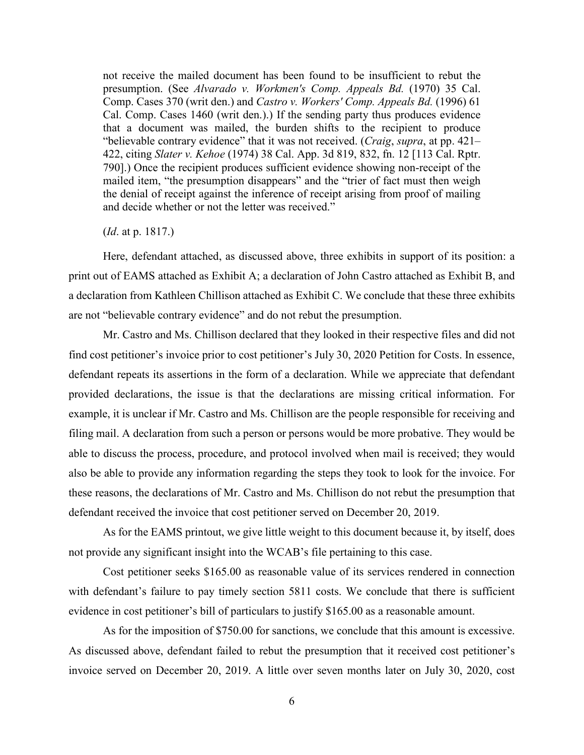> not receive the mailed document has been found to be insufficient to rebut the presumption. (See *Alvarado v. Workmen's Comp. Appeals Bd.* (1970) 35 Cal. Comp. Cases 370 (writ den.) and *Castro v. Workers' Comp. Appeals Bd.* (1996) 61 Cal. Comp. Cases 1460 (writ den.).) If the sending party thus produces evidence that a document was mailed, the burden shifts to the recipient to produce "believable contrary evidence" that it was not received. (*Craig*, *supra*, at pp. 421–422, citing *Slater v. Kehoe* (1974) 38 Cal. App. 3d 819, 832, fn. 12 [113 Cal. Rptr. 790].) Once the recipient produces sufficient evidence showing non-receipt of the mailed item, "the presumption disappears" and the "trier of fact must then weigh the denial of receipt against the inference of receipt arising from proof of mailing and decide whether or not the letter was received."
>
> (*Id*. at p. 1817.)

Here, defendant attached, as discussed above, three exhibits in support of its position: a print out of EAMS attached as Exhibit A; a declaration of John Castro attached as Exhibit B, and a declaration from Kathleen Chillison attached as Exhibit C. We conclude that these three exhibits are not "believable contrary evidence" and do not rebut the presumption.

Mr. Castro and Ms. Chillison declared that they looked in their respective files and did not find cost petitioner's invoice prior to cost petitioner's July 30, 2020 Petition for Costs. In essence, defendant repeats its assertions in the form of a declaration. While we appreciate that defendant provided declarations, the issue is that the declarations are missing critical information. For example, it is unclear if Mr. Castro and Ms. Chillison are the people responsible for receiving and filing mail. A declaration from such a person or persons would be more probative. They would be able to discuss the process, procedure, and protocol involved when mail is received; they would also be able to provide any information regarding the steps they took to look for the invoice. For these reasons, the declarations of Mr. Castro and Ms. Chillison do not rebut the presumption that defendant received the invoice that cost petitioner served on December 20, 2019.

As for the EAMS printout, we give little weight to this document because it, by itself, does not provide any significant insight into the WCAB's file pertaining to this case.

Cost petitioner seeks $165.00 as reasonable value of its services rendered in connection with defendant's failure to pay timely section 5811 costs. We conclude that there is sufficient evidence in cost petitioner's bill of particulars to justify $165.00 as a reasonable amount.

As for the imposition of $750.00 for sanctions, we conclude that this amount is excessive. As discussed above, defendant failed to rebut the presumption that it received cost petitioner's invoice served on December 20, 2019. A little over seven months later on July 30, 2020, cost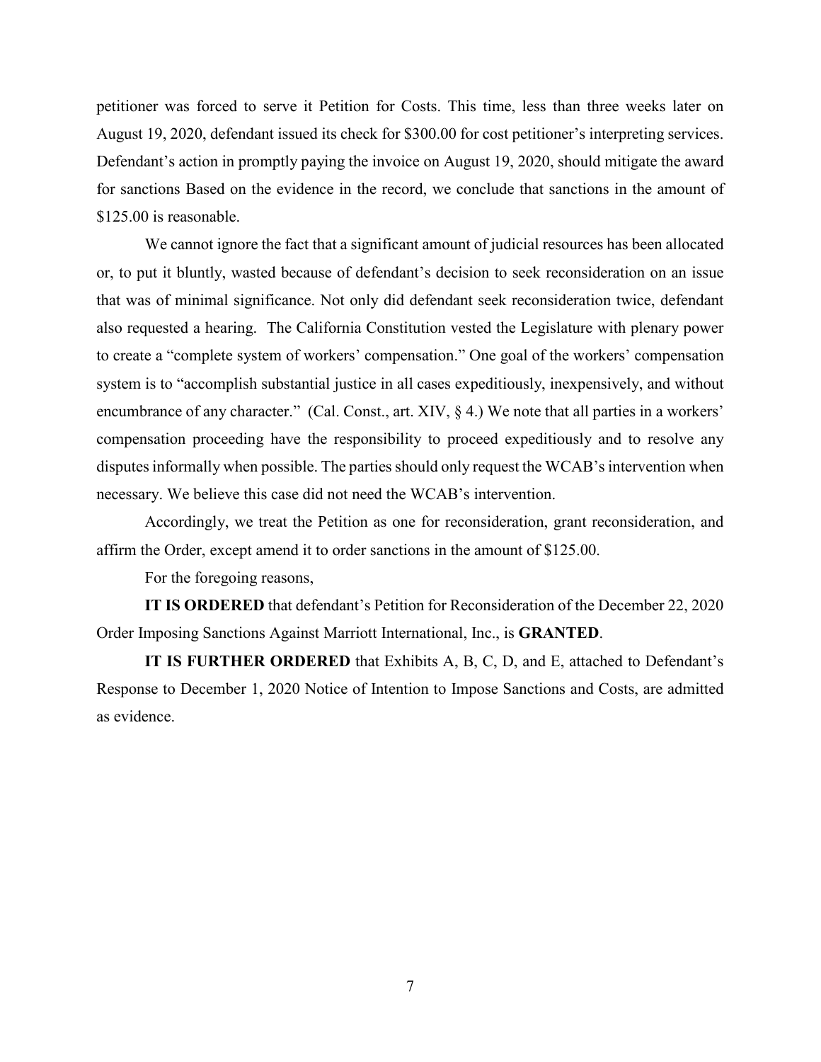petitioner was forced to serve it Petition for Costs. This time, less than three weeks later on August 19, 2020, defendant issued its check for $300.00 for cost petitioner's interpreting services. Defendant's action in promptly paying the invoice on August 19, 2020, should mitigate the award for sanctions Based on the evidence in the record, we conclude that sanctions in the amount of $125.00 is reasonable.

We cannot ignore the fact that a significant amount of judicial resources has been allocated or, to put it bluntly, wasted because of defendant's decision to seek reconsideration on an issue that was of minimal significance. Not only did defendant seek reconsideration twice, defendant also requested a hearing. The California Constitution vested the Legislature with plenary power to create a "complete system of workers' compensation." One goal of the workers' compensation system is to "accomplish substantial justice in all cases expeditiously, inexpensively, and without encumbrance of any character." (Cal. Const., art. XIV, § 4.) We note that all parties in a workers' compensation proceeding have the responsibility to proceed expeditiously and to resolve any disputes informally when possible. The parties should only request the WCAB's intervention when necessary. We believe this case did not need the WCAB's intervention.

Accordingly, we treat the Petition as one for reconsideration, grant reconsideration, and affirm the Order, except amend it to order sanctions in the amount of $125.00.

For the foregoing reasons,

**IT IS ORDERED** that defendant's Petition for Reconsideration of the December 22, 2020 Order Imposing Sanctions Against Marriott International, Inc., is **GRANTED**.

**IT IS FURTHER ORDERED** that Exhibits A, B, C, D, and E, attached to Defendant's Response to December 1, 2020 Notice of Intention to Impose Sanctions and Costs, are admitted as evidence.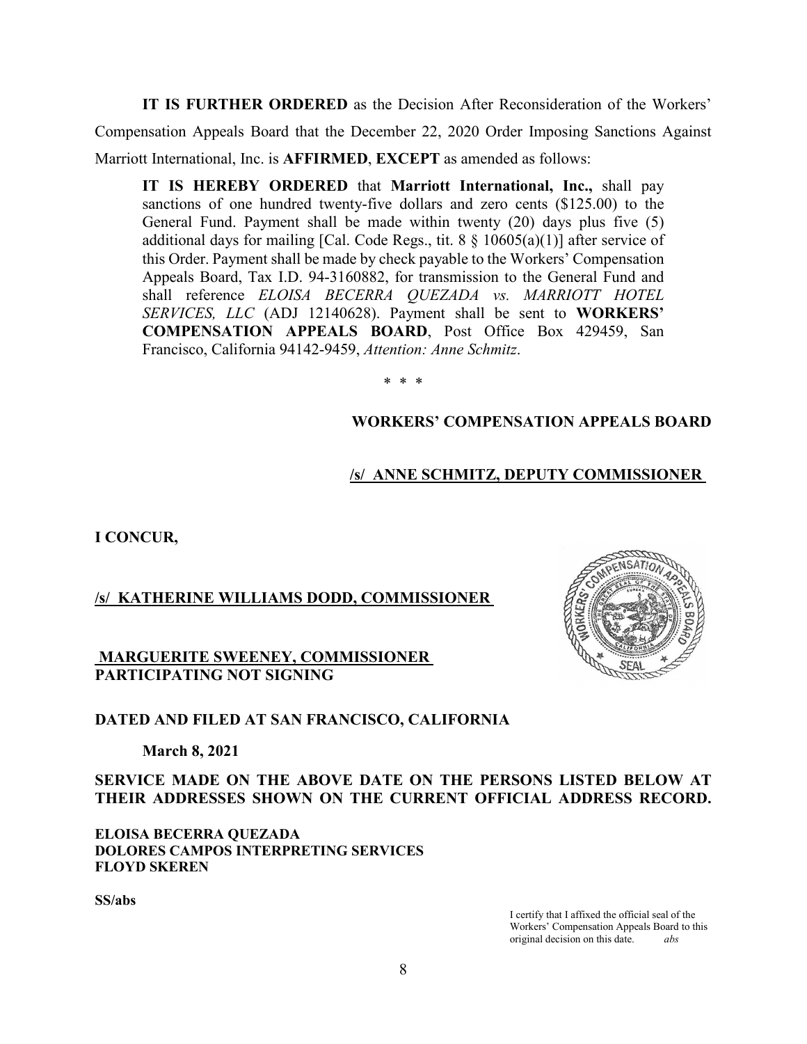**IT IS FURTHER ORDERED** as the Decision After Reconsideration of the Workers' Compensation Appeals Board that the December 22, 2020 Order Imposing Sanctions Against Marriott International, Inc. is **AFFIRMED**, **EXCEPT** as amended as follows:

> **IT IS HEREBY ORDERED** that **Marriott International, Inc.,** shall pay sanctions of one hundred twenty-five dollars and zero cents ($125.00) to the General Fund. Payment shall be made within twenty (20) days plus five (5) additional days for mailing [Cal. Code Regs., tit. 8 § 10605(a)(1)] after service of this Order. Payment shall be made by check payable to the Workers' Compensation Appeals Board, Tax I.D. 94-3160882, for transmission to the General Fund and shall reference *ELOISA BECERRA QUEZADA vs. MARRIOTT HOTEL SERVICES, LLC* (ADJ 12140628). Payment shall be sent to **WORKERS' COMPENSATION APPEALS BOARD**, Post Office Box 429459, San Francisco, California 94142-9459, *Attention: Anne Schmitz*.

\* \* \*

**WORKERS' COMPENSATION APPEALS BOARD**

**/s/ ANNE SCHMITZ, DEPUTY COMMISSIONER**

**I CONCUR,**

**/s/ KATHERINE WILLIAMS DODD, COMMISSIONER**

**MARGUERITE SWEENEY, COMMISSIONER**
**PARTICIPATING NOT SIGNING**

**DATED AND FILED AT SAN FRANCISCO, CALIFORNIA**

**March 8, 2021**

**SERVICE MADE ON THE ABOVE DATE ON THE PERSONS LISTED BELOW AT THEIR ADDRESSES SHOWN ON THE CURRENT OFFICIAL ADDRESS RECORD.**

**ELOISA BECERRA QUEZADA**
**DOLORES CAMPOS INTERPRETING SERVICES**
**FLOYD SKEREN**

**SS/abs**

I certify that I affixed the official seal of the Workers' Compensation Appeals Board to this original decision on this date. *abs*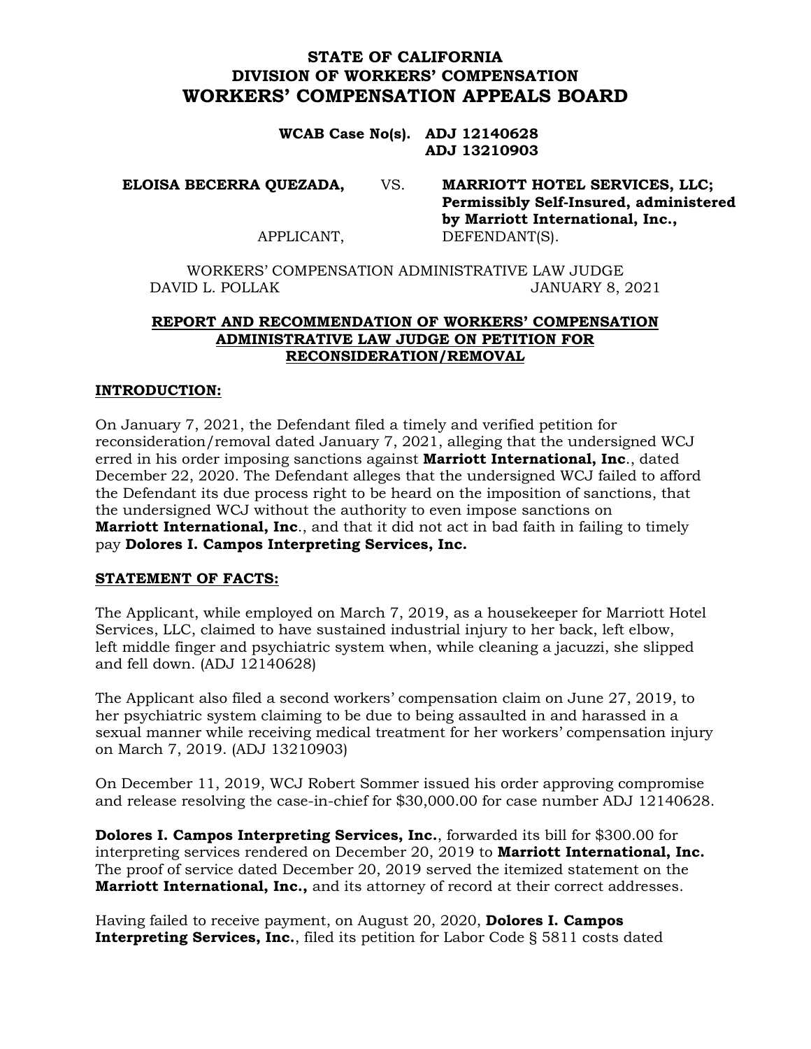**STATE OF CALIFORNIA**
**DIVISION OF WORKERS' COMPENSATION**
# WORKERS' COMPENSATION APPEALS BOARD

**WCAB Case No(s). ADJ 12140628**
**ADJ 13210903**

**ELOISA BECERRA QUEZADA,** APPLICANT, VS. **MARRIOTT HOTEL SERVICES, LLC; Permissibly Self-Insured, administered by Marriott International, Inc.,** DEFENDANT(S).

WORKERS' COMPENSATION ADMINISTRATIVE LAW JUDGE
DAVID L. POLLAK JANUARY 8, 2021

## REPORT AND RECOMMENDATION OF WORKERS' COMPENSATION ADMINISTRATIVE LAW JUDGE ON PETITION FOR RECONSIDERATION/REMOVAL

### INTRODUCTION:

On January 7, 2021, the Defendant filed a timely and verified petition for reconsideration/removal dated January 7, 2021, alleging that the undersigned WCJ erred in his order imposing sanctions against **Marriott International, Inc**., dated December 22, 2020. The Defendant alleges that the undersigned WCJ failed to afford the Defendant its due process right to be heard on the imposition of sanctions, that the undersigned WCJ without the authority to even impose sanctions on **Marriott International, Inc**., and that it did not act in bad faith in failing to timely pay **Dolores I. Campos Interpreting Services, Inc.**

### STATEMENT OF FACTS:

The Applicant, while employed on March 7, 2019, as a housekeeper for Marriott Hotel Services, LLC, claimed to have sustained industrial injury to her back, left elbow, left middle finger and psychiatric system when, while cleaning a jacuzzi, she slipped and fell down. (ADJ 12140628)

The Applicant also filed a second workers' compensation claim on June 27, 2019, to her psychiatric system claiming to be due to being assaulted in and harassed in a sexual manner while receiving medical treatment for her workers' compensation injury on March 7, 2019. (ADJ 13210903)

On December 11, 2019, WCJ Robert Sommer issued his order approving compromise and release resolving the case-in-chief for $30,000.00 for case number ADJ 12140628.

**Dolores I. Campos Interpreting Services, Inc.**, forwarded its bill for $300.00 for interpreting services rendered on December 20, 2019 to **Marriott International, Inc.** The proof of service dated December 20, 2019 served the itemized statement on the **Marriott International, Inc.,** and its attorney of record at their correct addresses.

Having failed to receive payment, on August 20, 2020, **Dolores I. Campos Interpreting Services, Inc.**, filed its petition for Labor Code § 5811 costs dated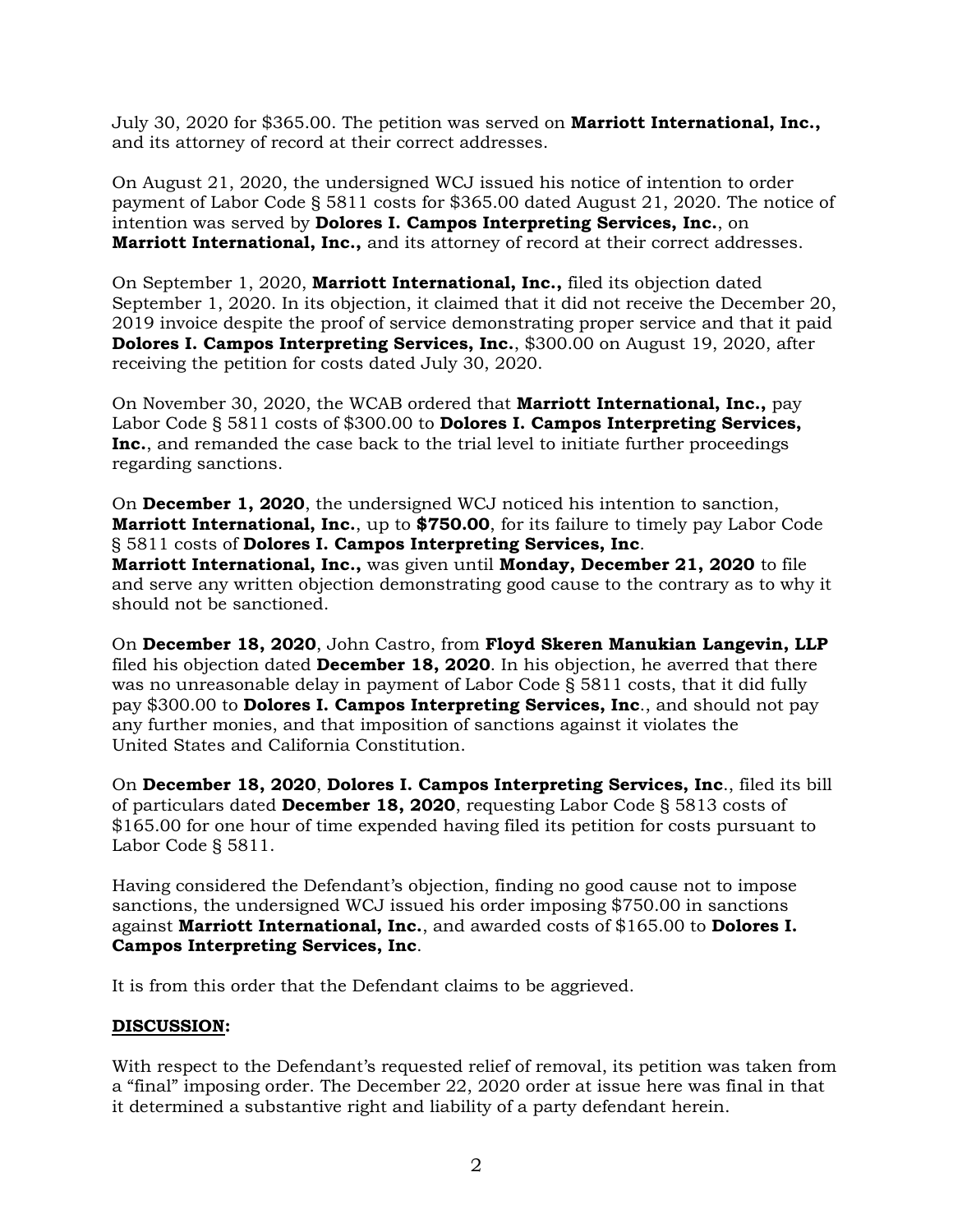July 30, 2020 for $365.00. The petition was served on **Marriott International, Inc.,** and its attorney of record at their correct addresses.

On August 21, 2020, the undersigned WCJ issued his notice of intention to order payment of Labor Code § 5811 costs for $365.00 dated August 21, 2020. The notice of intention was served by **Dolores I. Campos Interpreting Services, Inc.**, on **Marriott International, Inc.,** and its attorney of record at their correct addresses.

On September 1, 2020, **Marriott International, Inc.,** filed its objection dated September 1, 2020. In its objection, it claimed that it did not receive the December 20, 2019 invoice despite the proof of service demonstrating proper service and that it paid **Dolores I. Campos Interpreting Services, Inc.**, $300.00 on August 19, 2020, after receiving the petition for costs dated July 30, 2020.

On November 30, 2020, the WCAB ordered that **Marriott International, Inc.,** pay Labor Code § 5811 costs of $300.00 to **Dolores I. Campos Interpreting Services, Inc.**, and remanded the case back to the trial level to initiate further proceedings regarding sanctions.

On **December 1, 2020**, the undersigned WCJ noticed his intention to sanction, **Marriott International, Inc.**, up to **$750.00**, for its failure to timely pay Labor Code § 5811 costs of **Dolores I. Campos Interpreting Services, Inc**. **Marriott International, Inc.,** was given until **Monday, December 21, 2020** to file and serve any written objection demonstrating good cause to the contrary as to why it should not be sanctioned.

On **December 18, 2020**, John Castro, from **Floyd Skeren Manukian Langevin, LLP** filed his objection dated **December 18, 2020**. In his objection, he averred that there was no unreasonable delay in payment of Labor Code § 5811 costs, that it did fully pay $300.00 to **Dolores I. Campos Interpreting Services, Inc**., and should not pay any further monies, and that imposition of sanctions against it violates the United States and California Constitution.

On **December 18, 2020**, **Dolores I. Campos Interpreting Services, Inc**., filed its bill of particulars dated **December 18, 2020**, requesting Labor Code § 5813 costs of $165.00 for one hour of time expended having filed its petition for costs pursuant to Labor Code § 5811.

Having considered the Defendant's objection, finding no good cause not to impose sanctions, the undersigned WCJ issued his order imposing $750.00 in sanctions against **Marriott International, Inc.**, and awarded costs of $165.00 to **Dolores I. Campos Interpreting Services, Inc**.

It is from this order that the Defendant claims to be aggrieved.

## DISCUSSION:

With respect to the Defendant's requested relief of removal, its petition was taken from a "final" imposing order. The December 22, 2020 order at issue here was final in that it determined a substantive right and liability of a party defendant herein.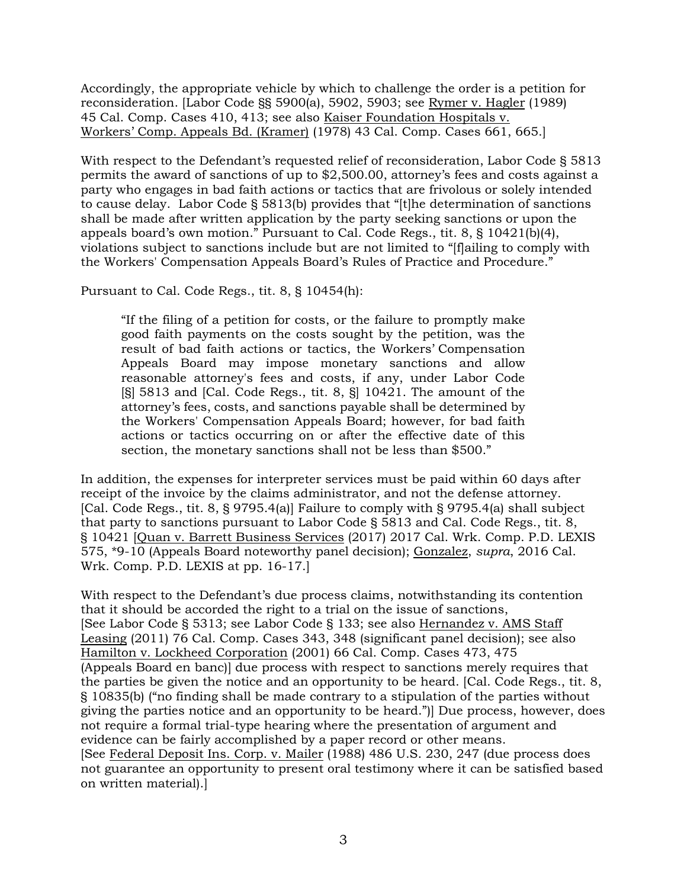Accordingly, the appropriate vehicle by which to challenge the order is a petition for reconsideration. [Labor Code §§ 5900(a), 5902, 5903; see Rymer v. Hagler (1989) 45 Cal. Comp. Cases 410, 413; see also Kaiser Foundation Hospitals v. Workers' Comp. Appeals Bd. (Kramer) (1978) 43 Cal. Comp. Cases 661, 665.]

With respect to the Defendant's requested relief of reconsideration, Labor Code § 5813 permits the award of sanctions of up to $2,500.00, attorney's fees and costs against a party who engages in bad faith actions or tactics that are frivolous or solely intended to cause delay. Labor Code § 5813(b) provides that "[t]he determination of sanctions shall be made after written application by the party seeking sanctions or upon the appeals board's own motion." Pursuant to Cal. Code Regs., tit. 8, § 10421(b)(4), violations subject to sanctions include but are not limited to "[f]ailing to comply with the Workers' Compensation Appeals Board's Rules of Practice and Procedure."

Pursuant to Cal. Code Regs., tit. 8, § 10454(h):

> "If the filing of a petition for costs, or the failure to promptly make good faith payments on the costs sought by the petition, was the result of bad faith actions or tactics, the Workers' Compensation Appeals Board may impose monetary sanctions and allow reasonable attorney's fees and costs, if any, under Labor Code [§] 5813 and [Cal. Code Regs., tit. 8, §] 10421. The amount of the attorney's fees, costs, and sanctions payable shall be determined by the Workers' Compensation Appeals Board; however, for bad faith actions or tactics occurring on or after the effective date of this section, the monetary sanctions shall not be less than $500."

In addition, the expenses for interpreter services must be paid within 60 days after receipt of the invoice by the claims administrator, and not the defense attorney. [Cal. Code Regs., tit. 8, § 9795.4(a)] Failure to comply with § 9795.4(a) shall subject that party to sanctions pursuant to Labor Code § 5813 and Cal. Code Regs., tit. 8, § 10421 [Quan v. Barrett Business Services (2017) 2017 Cal. Wrk. Comp. P.D. LEXIS 575, *9-10 (Appeals Board noteworthy panel decision); Gonzalez, *supra*, 2016 Cal. Wrk. Comp. P.D. LEXIS at pp. 16-17.]

With respect to the Defendant's due process claims, notwithstanding its contention that it should be accorded the right to a trial on the issue of sanctions, [See Labor Code § 5313; see Labor Code § 133; see also Hernandez v. AMS Staff Leasing (2011) 76 Cal. Comp. Cases 343, 348 (significant panel decision); see also Hamilton v. Lockheed Corporation (2001) 66 Cal. Comp. Cases 473, 475 (Appeals Board en banc)] due process with respect to sanctions merely requires that the parties be given the notice and an opportunity to be heard. [Cal. Code Regs., tit. 8, § 10835(b) ("no finding shall be made contrary to a stipulation of the parties without giving the parties notice and an opportunity to be heard.")] Due process, however, does not require a formal trial-type hearing where the presentation of argument and evidence can be fairly accomplished by a paper record or other means. [See Federal Deposit Ins. Corp. v. Mailer (1988) 486 U.S. 230, 247 (due process does not guarantee an opportunity to present oral testimony where it can be satisfied based on written material).]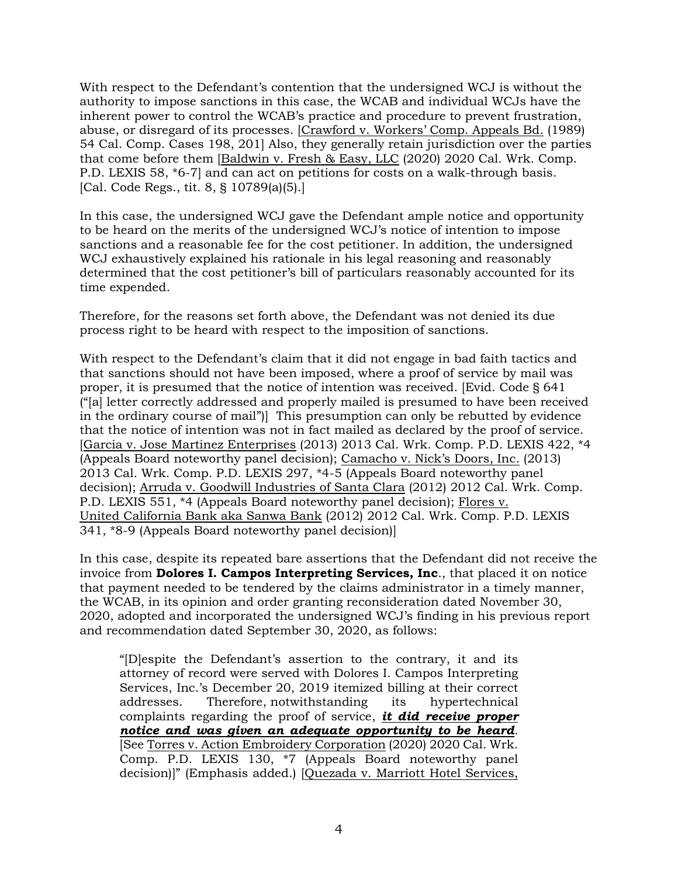With respect to the Defendant's contention that the undersigned WCJ is without the authority to impose sanctions in this case, the WCAB and individual WCJs have the inherent power to control the WCAB's practice and procedure to prevent frustration, abuse, or disregard of its processes. [Crawford v. Workers' Comp. Appeals Bd. (1989) 54 Cal. Comp. Cases 198, 201] Also, they generally retain jurisdiction over the parties that come before them [Baldwin v. Fresh & Easy, LLC (2020) 2020 Cal. Wrk. Comp. P.D. LEXIS 58, *6-7] and can act on petitions for costs on a walk-through basis. [Cal. Code Regs., tit. 8, § 10789(a)(5).]

In this case, the undersigned WCJ gave the Defendant ample notice and opportunity to be heard on the merits of the undersigned WCJ's notice of intention to impose sanctions and a reasonable fee for the cost petitioner. In addition, the undersigned WCJ exhaustively explained his rationale in his legal reasoning and reasonably determined that the cost petitioner's bill of particulars reasonably accounted for its time expended.

Therefore, for the reasons set forth above, the Defendant was not denied its due process right to be heard with respect to the imposition of sanctions.

With respect to the Defendant's claim that it did not engage in bad faith tactics and that sanctions should not have been imposed, where a proof of service by mail was proper, it is presumed that the notice of intention was received. [Evid. Code § 641 ("[a] letter correctly addressed and properly mailed is presumed to have been received in the ordinary course of mail")] This presumption can only be rebutted by evidence that the notice of intention was not in fact mailed as declared by the proof of service. [Garcia v. Jose Martinez Enterprises (2013) 2013 Cal. Wrk. Comp. P.D. LEXIS 422, *4 (Appeals Board noteworthy panel decision); Camacho v. Nick's Doors, Inc. (2013) 2013 Cal. Wrk. Comp. P.D. LEXIS 297, *4-5 (Appeals Board noteworthy panel decision); Arruda v. Goodwill Industries of Santa Clara (2012) 2012 Cal. Wrk. Comp. P.D. LEXIS 551, *4 (Appeals Board noteworthy panel decision); Flores v. United California Bank aka Sanwa Bank (2012) 2012 Cal. Wrk. Comp. P.D. LEXIS 341, *8-9 (Appeals Board noteworthy panel decision)]

In this case, despite its repeated bare assertions that the Defendant did not receive the invoice from **Dolores I. Campos Interpreting Services, Inc**., that placed it on notice that payment needed to be tendered by the claims administrator in a timely manner, the WCAB, in its opinion and order granting reconsideration dated November 30, 2020, adopted and incorporated the undersigned WCJ's finding in his previous report and recommendation dated September 30, 2020, as follows:

> "[D]espite the Defendant's assertion to the contrary, it and its attorney of record were served with Dolores I. Campos Interpreting Services, Inc.'s December 20, 2019 itemized billing at their correct addresses. Therefore, notwithstanding its hypertechnical complaints regarding the proof of service, ***it did receive proper notice and was given an adequate opportunity to be heard***. [See Torres v. Action Embroidery Corporation (2020) 2020 Cal. Wrk. Comp. P.D. LEXIS 130, *7 (Appeals Board noteworthy panel decision)]" (Emphasis added.) [Quezada v. Marriott Hotel Services,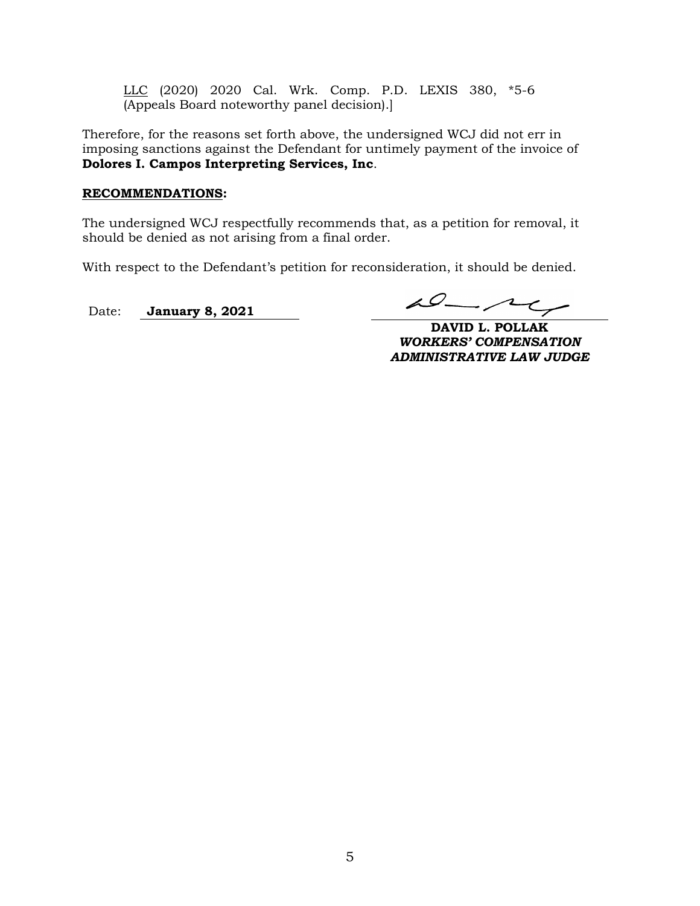LLC (2020) 2020 Cal. Wrk. Comp. P.D. LEXIS 380, *5-6 (Appeals Board noteworthy panel decision).]

Therefore, for the reasons set forth above, the undersigned WCJ did not err in imposing sanctions against the Defendant for untimely payment of the invoice of **Dolores I. Campos Interpreting Services, Inc**.

**RECOMMENDATIONS:**

The undersigned WCJ respectfully recommends that, as a petition for removal, it should be denied as not arising from a final order.

With respect to the Defendant's petition for reconsideration, it should be denied.

Date: **January 8, 2021**

**DAVID L. POLLAK**
***WORKERS' COMPENSATION ADMINISTRATIVE LAW JUDGE***